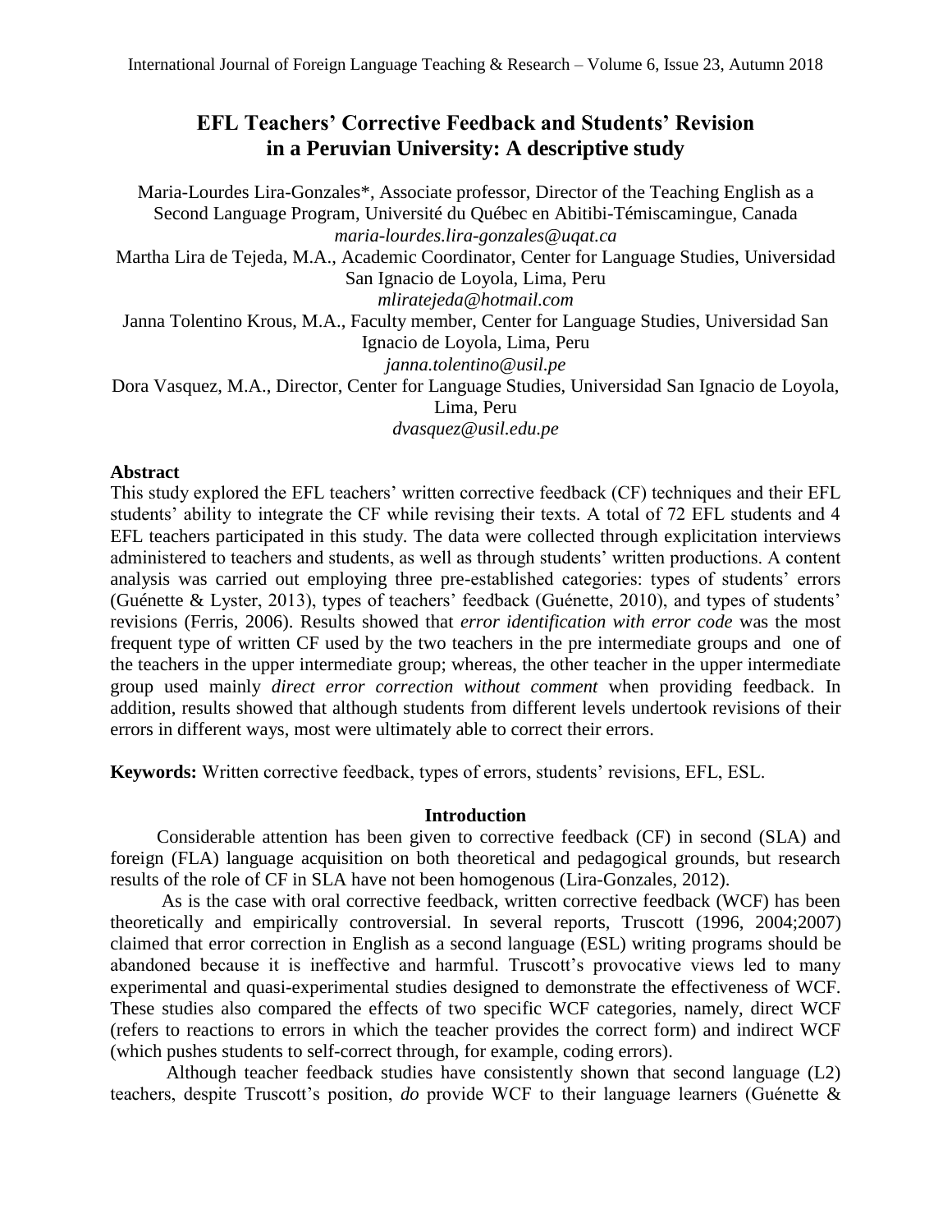# EFL Teachers' Corrective Feedback and Students' Revision in a Peruvian University: A descriptive study

Maria-Lourdes Lira-Gonzales*, Associate professor, Director of the Teaching English as a Second Language Program, Université du Québec en Abitibi-Témiscamingue, Canada
*maria-lourdes.lira-gonzales@uqat.ca*

Martha Lira de Tejeda, M.A., Academic Coordinator, Center for Language Studies, Universidad San Ignacio de Loyola, Lima, Peru
*mliratejeda@hotmail.com*

Janna Tolentino Krous, M.A., Faculty member, Center for Language Studies, Universidad San Ignacio de Loyola, Lima, Peru
*janna.tolentino@usil.pe*

Dora Vasquez, M.A., Director, Center for Language Studies, Universidad San Ignacio de Loyola, Lima, Peru
*dvasquez@usil.edu.pe*

### Abstract

This study explored the EFL teachers' written corrective feedback (CF) techniques and their EFL students' ability to integrate the CF while revising their texts. A total of 72 EFL students and 4 EFL teachers participated in this study. The data were collected through explicitation interviews administered to teachers and students, as well as through students' written productions. A content analysis was carried out employing three pre-established categories: types of students' errors (Guénette & Lyster, 2013), types of teachers' feedback (Guénette, 2010), and types of students' revisions (Ferris, 2006). Results showed that *error identification with error code* was the most frequent type of written CF used by the two teachers in the pre intermediate groups and one of the teachers in the upper intermediate group; whereas, the other teacher in the upper intermediate group used mainly *direct error correction without comment* when providing feedback. In addition, results showed that although students from different levels undertook revisions of their errors in different ways, most were ultimately able to correct their errors.

**Keywords:** Written corrective feedback, types of errors, students' revisions, EFL, ESL.

## Introduction

Considerable attention has been given to corrective feedback (CF) in second (SLA) and foreign (FLA) language acquisition on both theoretical and pedagogical grounds, but research results of the role of CF in SLA have not been homogenous (Lira-Gonzales, 2012).

As is the case with oral corrective feedback, written corrective feedback (WCF) has been theoretically and empirically controversial. In several reports, Truscott (1996, 2004;2007) claimed that error correction in English as a second language (ESL) writing programs should be abandoned because it is ineffective and harmful. Truscott's provocative views led to many experimental and quasi-experimental studies designed to demonstrate the effectiveness of WCF. These studies also compared the effects of two specific WCF categories, namely, direct WCF (refers to reactions to errors in which the teacher provides the correct form) and indirect WCF (which pushes students to self-correct through, for example, coding errors).

Although teacher feedback studies have consistently shown that second language (L2) teachers, despite Truscott's position, *do* provide WCF to their language learners (Guénette &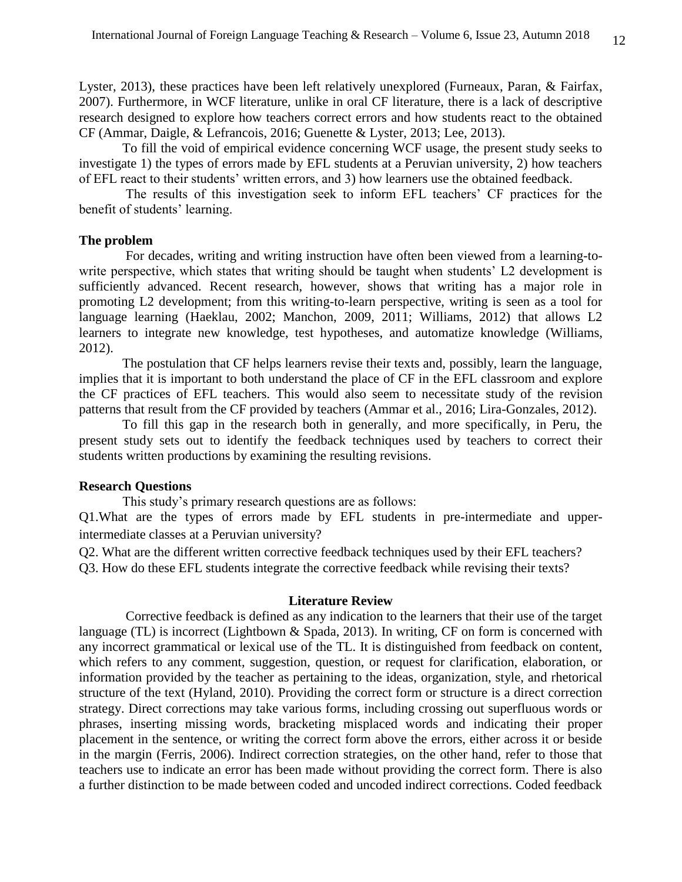Lyster, 2013), these practices have been left relatively unexplored (Furneaux, Paran, & Fairfax, 2007). Furthermore, in WCF literature, unlike in oral CF literature, there is a lack of descriptive research designed to explore how teachers correct errors and how students react to the obtained CF (Ammar, Daigle, & Lefrancois, 2016; Guenette & Lyster, 2013; Lee, 2013).

To fill the void of empirical evidence concerning WCF usage, the present study seeks to investigate 1) the types of errors made by EFL students at a Peruvian university, 2) how teachers of EFL react to their students' written errors, and 3) how learners use the obtained feedback.

The results of this investigation seek to inform EFL teachers' CF practices for the benefit of students' learning.

**The problem**

For decades, writing and writing instruction have often been viewed from a learning-to-write perspective, which states that writing should be taught when students' L2 development is sufficiently advanced. Recent research, however, shows that writing has a major role in promoting L2 development; from this writing-to-learn perspective, writing is seen as a tool for language learning (Haeklau, 2002; Manchon, 2009, 2011; Williams, 2012) that allows L2 learners to integrate new knowledge, test hypotheses, and automatize knowledge (Williams, 2012).

The postulation that CF helps learners revise their texts and, possibly, learn the language, implies that it is important to both understand the place of CF in the EFL classroom and explore the CF practices of EFL teachers. This would also seem to necessitate study of the revision patterns that result from the CF provided by teachers (Ammar et al., 2016; Lira-Gonzales, 2012).

To fill this gap in the research both in generally, and more specifically, in Peru, the present study sets out to identify the feedback techniques used by teachers to correct their students written productions by examining the resulting revisions.

**Research Questions**

This study's primary research questions are as follows:

Q1.What are the types of errors made by EFL students in pre-intermediate and upper-intermediate classes at a Peruvian university?

Q2. What are the different written corrective feedback techniques used by their EFL teachers?

Q3. How do these EFL students integrate the corrective feedback while revising their texts?

## Literature Review

Corrective feedback is defined as any indication to the learners that their use of the target language (TL) is incorrect (Lightbown & Spada, 2013). In writing, CF on form is concerned with any incorrect grammatical or lexical use of the TL. It is distinguished from feedback on content, which refers to any comment, suggestion, question, or request for clarification, elaboration, or information provided by the teacher as pertaining to the ideas, organization, style, and rhetorical structure of the text (Hyland, 2010). Providing the correct form or structure is a direct correction strategy. Direct corrections may take various forms, including crossing out superfluous words or phrases, inserting missing words, bracketing misplaced words and indicating their proper placement in the sentence, or writing the correct form above the errors, either across it or beside in the margin (Ferris, 2006). Indirect correction strategies, on the other hand, refer to those that teachers use to indicate an error has been made without providing the correct form. There is also a further distinction to be made between coded and uncoded indirect corrections. Coded feedback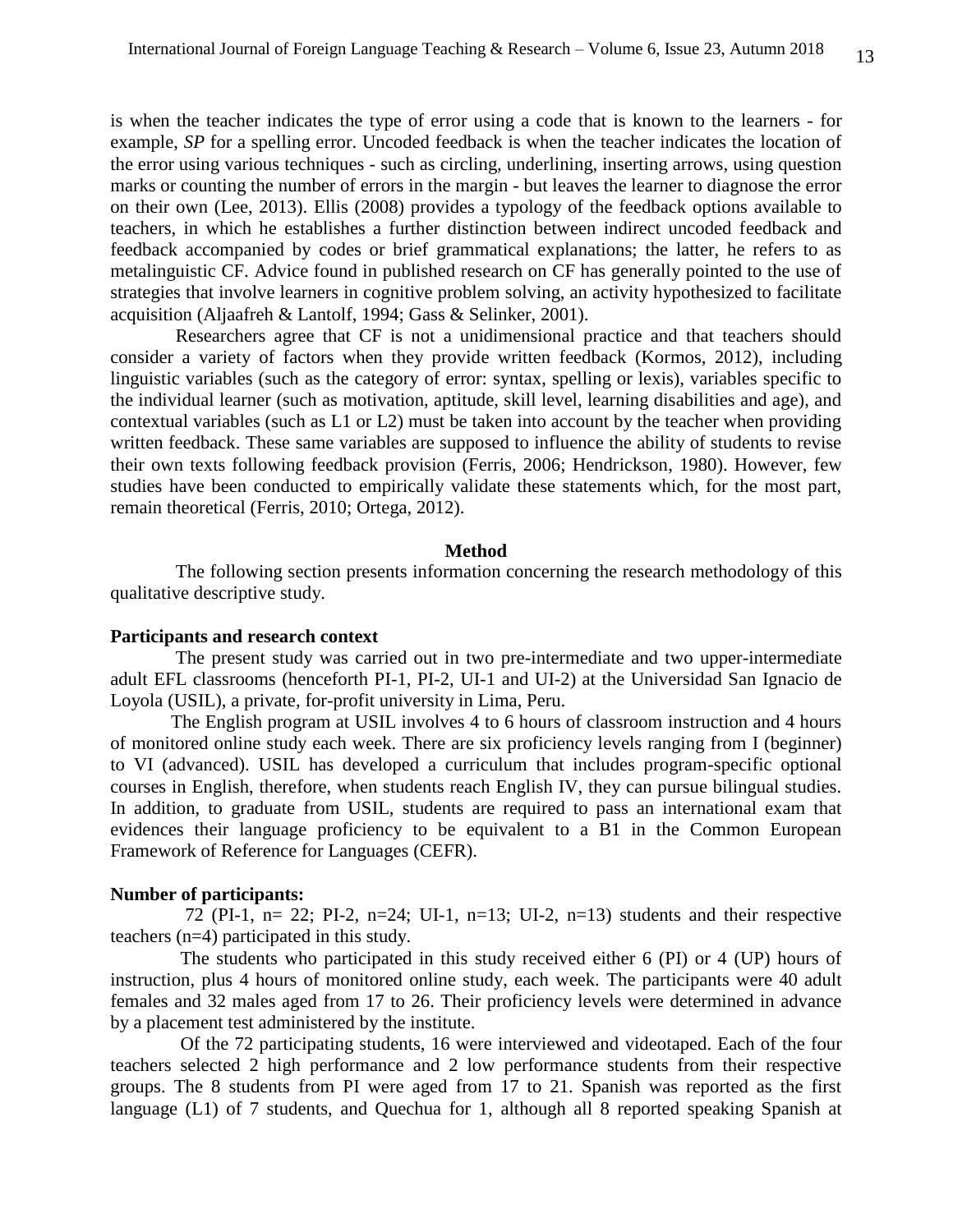is when the teacher indicates the type of error using a code that is known to the learners - for example, *SP* for a spelling error. Uncoded feedback is when the teacher indicates the location of the error using various techniques - such as circling, underlining, inserting arrows, using question marks or counting the number of errors in the margin - but leaves the learner to diagnose the error on their own (Lee, 2013). Ellis (2008) provides a typology of the feedback options available to teachers, in which he establishes a further distinction between indirect uncoded feedback and feedback accompanied by codes or brief grammatical explanations; the latter, he refers to as metalinguistic CF. Advice found in published research on CF has generally pointed to the use of strategies that involve learners in cognitive problem solving, an activity hypothesized to facilitate acquisition (Aljaafreh & Lantolf, 1994; Gass & Selinker, 2001).

Researchers agree that CF is not a unidimensional practice and that teachers should consider a variety of factors when they provide written feedback (Kormos, 2012), including linguistic variables (such as the category of error: syntax, spelling or lexis), variables specific to the individual learner (such as motivation, aptitude, skill level, learning disabilities and age), and contextual variables (such as L1 or L2) must be taken into account by the teacher when providing written feedback. These same variables are supposed to influence the ability of students to revise their own texts following feedback provision (Ferris, 2006; Hendrickson, 1980). However, few studies have been conducted to empirically validate these statements which, for the most part, remain theoretical (Ferris, 2010; Ortega, 2012).

## Method

The following section presents information concerning the research methodology of this qualitative descriptive study.

### Participants and research context

The present study was carried out in two pre-intermediate and two upper-intermediate adult EFL classrooms (henceforth PI-1, PI-2, UI-1 and UI-2) at the Universidad San Ignacio de Loyola (USIL), a private, for-profit university in Lima, Peru.

The English program at USIL involves 4 to 6 hours of classroom instruction and 4 hours of monitored online study each week. There are six proficiency levels ranging from I (beginner) to VI (advanced). USIL has developed a curriculum that includes program-specific optional courses in English, therefore, when students reach English IV, they can pursue bilingual studies. In addition, to graduate from USIL, students are required to pass an international exam that evidences their language proficiency to be equivalent to a B1 in the Common European Framework of Reference for Languages (CEFR).

### Number of participants:

72 (PI-1, n= 22; PI-2, n=24; UI-1, n=13; UI-2, n=13) students and their respective teachers (n=4) participated in this study.

The students who participated in this study received either 6 (PI) or 4 (UP) hours of instruction, plus 4 hours of monitored online study, each week. The participants were 40 adult females and 32 males aged from 17 to 26. Their proficiency levels were determined in advance by a placement test administered by the institute.

Of the 72 participating students, 16 were interviewed and videotaped. Each of the four teachers selected 2 high performance and 2 low performance students from their respective groups. The 8 students from PI were aged from 17 to 21. Spanish was reported as the first language (L1) of 7 students, and Quechua for 1, although all 8 reported speaking Spanish at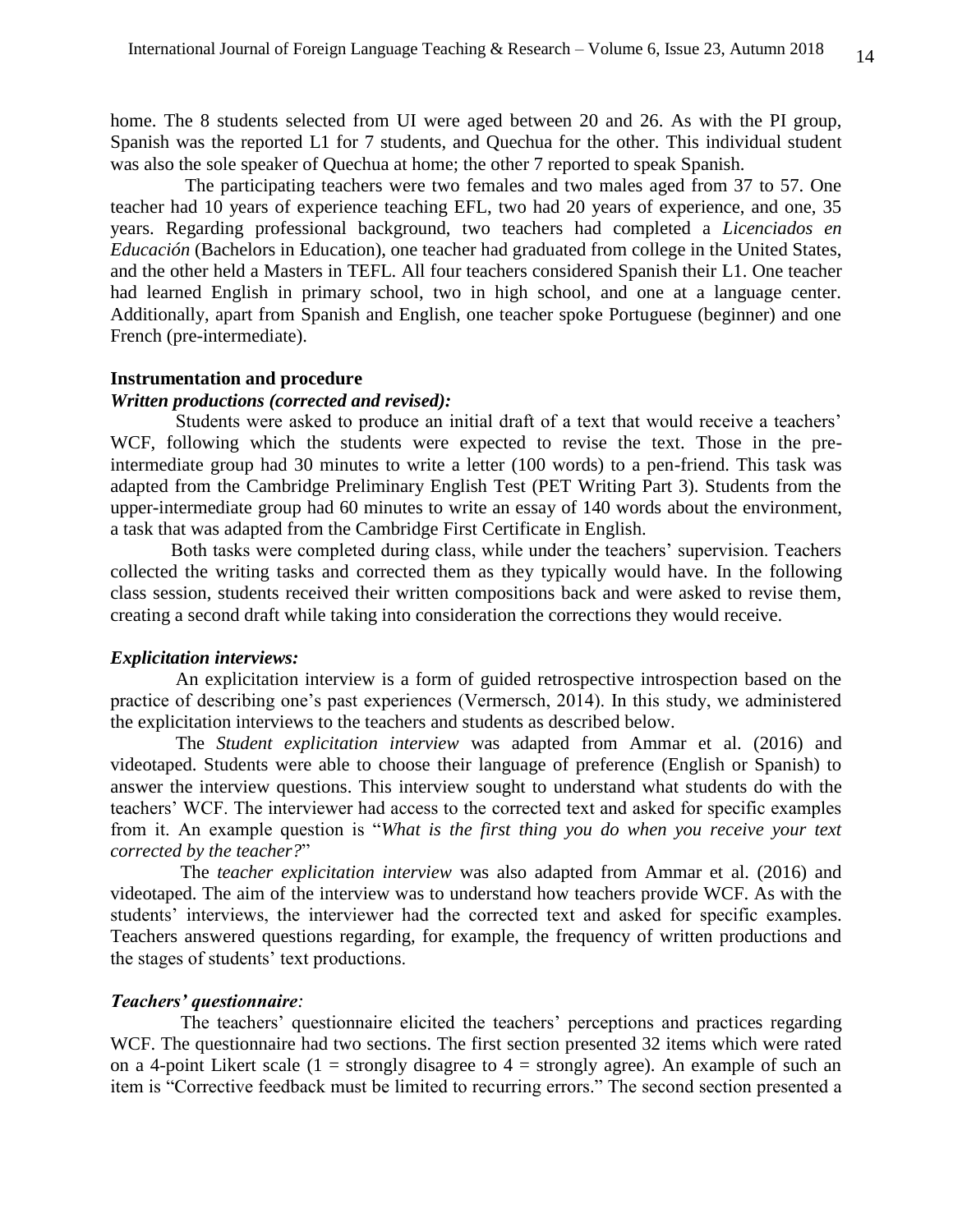home. The 8 students selected from UI were aged between 20 and 26. As with the PI group, Spanish was the reported L1 for 7 students, and Quechua for the other. This individual student was also the sole speaker of Quechua at home; the other 7 reported to speak Spanish.

The participating teachers were two females and two males aged from 37 to 57. One teacher had 10 years of experience teaching EFL, two had 20 years of experience, and one, 35 years. Regarding professional background, two teachers had completed a *Licenciados en Educación* (Bachelors in Education), one teacher had graduated from college in the United States, and the other held a Masters in TEFL. All four teachers considered Spanish their L1. One teacher had learned English in primary school, two in high school, and one at a language center. Additionally, apart from Spanish and English, one teacher spoke Portuguese (beginner) and one French (pre-intermediate).

### Instrumentation and procedure

#### *Written productions (corrected and revised):*

Students were asked to produce an initial draft of a text that would receive a teachers' WCF, following which the students were expected to revise the text. Those in the pre-intermediate group had 30 minutes to write a letter (100 words) to a pen-friend. This task was adapted from the Cambridge Preliminary English Test (PET Writing Part 3). Students from the upper-intermediate group had 60 minutes to write an essay of 140 words about the environment, a task that was adapted from the Cambridge First Certificate in English.

Both tasks were completed during class, while under the teachers' supervision. Teachers collected the writing tasks and corrected them as they typically would have. In the following class session, students received their written compositions back and were asked to revise them, creating a second draft while taking into consideration the corrections they would receive.

#### *Explicitation interviews:*

An explicitation interview is a form of guided retrospective introspection based on the practice of describing one's past experiences (Vermersch, 2014). In this study, we administered the explicitation interviews to the teachers and students as described below.

The *Student explicitation interview* was adapted from Ammar et al. (2016) and videotaped. Students were able to choose their language of preference (English or Spanish) to answer the interview questions. This interview sought to understand what students do with the teachers' WCF. The interviewer had access to the corrected text and asked for specific examples from it. An example question is "*What is the first thing you do when you receive your text corrected by the teacher?*"

The *teacher explicitation interview* was also adapted from Ammar et al. (2016) and videotaped. The aim of the interview was to understand how teachers provide WCF. As with the students' interviews, the interviewer had the corrected text and asked for specific examples. Teachers answered questions regarding, for example, the frequency of written productions and the stages of students' text productions.

#### *Teachers' questionnaire:*

The teachers' questionnaire elicited the teachers' perceptions and practices regarding WCF. The questionnaire had two sections. The first section presented 32 items which were rated on a 4-point Likert scale (1 = strongly disagree to 4 = strongly agree). An example of such an item is "Corrective feedback must be limited to recurring errors." The second section presented a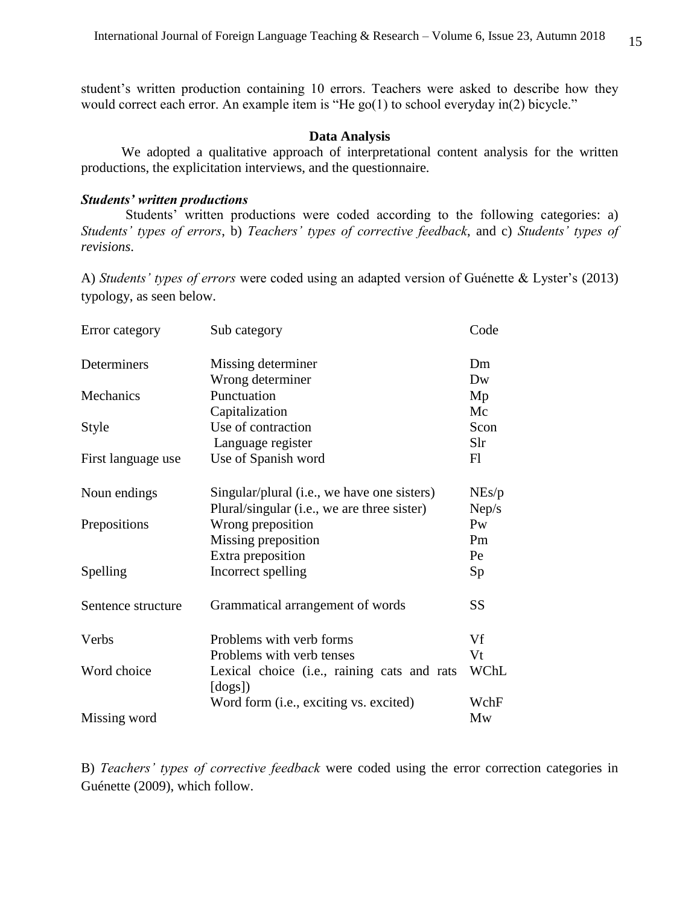student's written production containing 10 errors. Teachers were asked to describe how they would correct each error. An example item is "He go(1) to school everyday in(2) bicycle."

## Data Analysis

We adopted a qualitative approach of interpretational content analysis for the written productions, the explicitation interviews, and the questionnaire.

### *Students' written productions*

Students' written productions were coded according to the following categories: a) *Students' types of errors*, b) *Teachers' types of corrective feedback*, and c) *Students' types of revisions*.

A) *Students' types of errors* were coded using an adapted version of Guénette & Lyster's (2013) typology, as seen below.

| Error category | Sub category | Code |
|---|---|---|
| Determiners | Missing determiner | Dm |
| | Wrong determiner | Dw |
| Mechanics | Punctuation | Mp |
| | Capitalization | Mc |
| Style | Use of contraction | Scon |
| | Language register | Slr |
| First language use | Use of Spanish word | Fl |
| Noun endings | Singular/plural (i.e., we have one sisters) | NEs/p |
| | Plural/singular (i.e., we are three sister) | Nep/s |
| Prepositions | Wrong preposition | Pw |
| | Missing preposition | Pm |
| | Extra preposition | Pe |
| Spelling | Incorrect spelling | Sp |
| Sentence structure | Grammatical arrangement of words | SS |
| Verbs | Problems with verb forms | Vf |
| | Problems with verb tenses | Vt |
| Word choice | Lexical choice (i.e., raining cats and rats [dogs]) | WChL |
| | Word form (i.e., exciting vs. excited) | WchF |
| Missing word | | Mw |

B) *Teachers' types of corrective feedback* were coded using the error correction categories in Guénette (2009), which follow.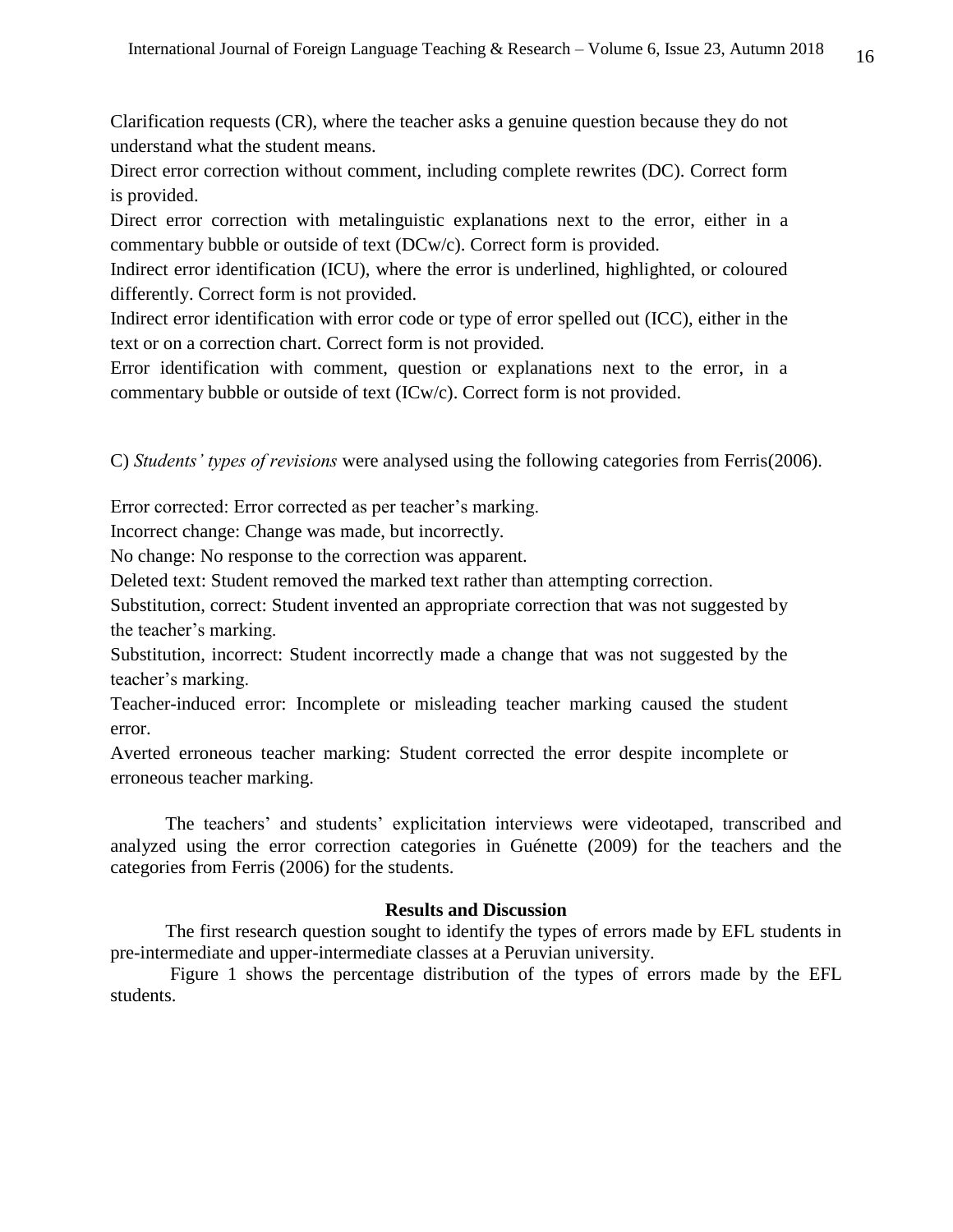Clarification requests (CR), where the teacher asks a genuine question because they do not understand what the student means.

Direct error correction without comment, including complete rewrites (DC). Correct form is provided.

Direct error correction with metalinguistic explanations next to the error, either in a commentary bubble or outside of text (DCw/c). Correct form is provided.

Indirect error identification (ICU), where the error is underlined, highlighted, or coloured differently. Correct form is not provided.

Indirect error identification with error code or type of error spelled out (ICC), either in the text or on a correction chart. Correct form is not provided.

Error identification with comment, question or explanations next to the error, in a commentary bubble or outside of text (ICw/c). Correct form is not provided.

C) *Students' types of revisions* were analysed using the following categories from Ferris(2006).

Error corrected: Error corrected as per teacher's marking.

Incorrect change: Change was made, but incorrectly.

No change: No response to the correction was apparent.

Deleted text: Student removed the marked text rather than attempting correction.

Substitution, correct: Student invented an appropriate correction that was not suggested by the teacher's marking.

Substitution, incorrect: Student incorrectly made a change that was not suggested by the teacher's marking.

Teacher-induced error: Incomplete or misleading teacher marking caused the student error.

Averted erroneous teacher marking: Student corrected the error despite incomplete or erroneous teacher marking.

The teachers' and students' explicitation interviews were videotaped, transcribed and analyzed using the error correction categories in Guénette (2009) for the teachers and the categories from Ferris (2006) for the students.

## Results and Discussion

The first research question sought to identify the types of errors made by EFL students in pre-intermediate and upper-intermediate classes at a Peruvian university.

Figure 1 shows the percentage distribution of the types of errors made by the EFL students.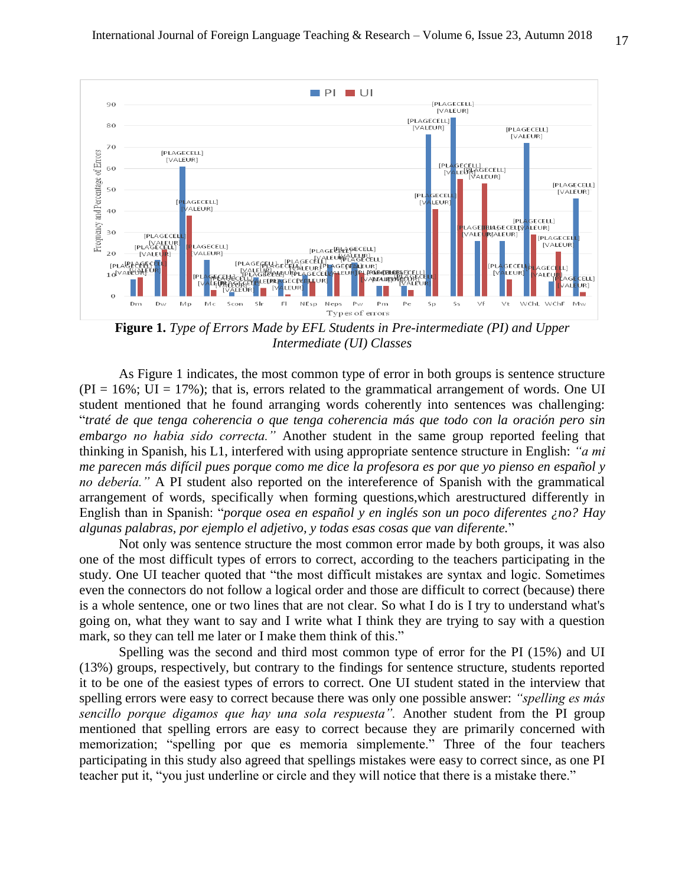**Figure 1.** *Type of Errors Made by EFL Students in Pre-intermediate (PI) and Upper Intermediate (UI) Classes*

As Figure 1 indicates, the most common type of error in both groups is sentence structure (PI = 16%; UI = 17%); that is, errors related to the grammatical arrangement of words. One UI student mentioned that he found arranging words coherently into sentences was challenging: "*traté de que tenga coherencia o que tenga coherencia más que todo con la oración pero sin embargo no habia sido correcta."* Another student in the same group reported feeling that thinking in Spanish, his L1, interfered with using appropriate sentence structure in English: *"a mi me parecen más difícil pues porque como me dice la profesora es por que yo pienso en español y no debería."* A PI student also reported on the intereference of Spanish with the grammatical arrangement of words, specifically when forming questions,which arestructured differently in English than in Spanish: "*porque osea en español y en inglés son un poco diferentes ¿no? Hay algunas palabras, por ejemplo el adjetivo, y todas esas cosas que van diferente.*"

Not only was sentence structure the most common error made by both groups, it was also one of the most difficult types of errors to correct, according to the teachers participating in the study. One UI teacher quoted that "the most difficult mistakes are syntax and logic. Sometimes even the connectors do not follow a logical order and those are difficult to correct (because) there is a whole sentence, one or two lines that are not clear. So what I do is I try to understand what's going on, what they want to say and I write what I think they are trying to say with a question mark, so they can tell me later or I make them think of this."

Spelling was the second and third most common type of error for the PI (15%) and UI (13%) groups, respectively, but contrary to the findings for sentence structure, students reported it to be one of the easiest types of errors to correct. One UI student stated in the interview that spelling errors were easy to correct because there was only one possible answer: *"spelling es más sencillo porque digamos que hay una sola respuesta".* Another student from the PI group mentioned that spelling errors are easy to correct because they are primarily concerned with memorization; "spelling por que es memoria simplemente." Three of the four teachers participating in this study also agreed that spellings mistakes were easy to correct since, as one PI teacher put it, "you just underline or circle and they will notice that there is a mistake there."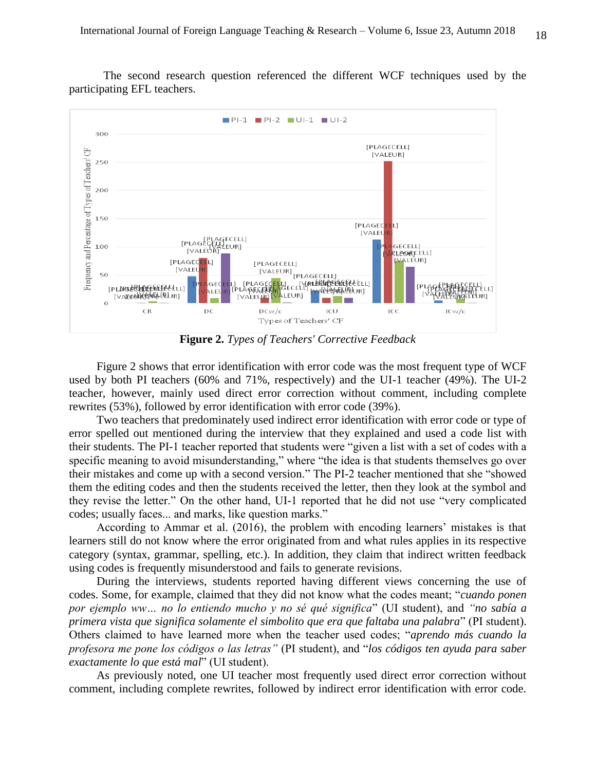The second research question referenced the different WCF techniques used by the participating EFL teachers.

**Figure 2.** *Types of Teachers' Corrective Feedback*

Figure 2 shows that error identification with error code was the most frequent type of WCF used by both PI teachers (60% and 71%, respectively) and the UI-1 teacher (49%). The UI-2 teacher, however, mainly used direct error correction without comment, including complete rewrites (53%), followed by error identification with error code (39%).

Two teachers that predominately used indirect error identification with error code or type of error spelled out mentioned during the interview that they explained and used a code list with their students. The PI-1 teacher reported that students were "given a list with a set of codes with a specific meaning to avoid misunderstanding," where "the idea is that students themselves go over their mistakes and come up with a second version." The PI-2 teacher mentioned that she "showed them the editing codes and then the students received the letter, then they look at the symbol and they revise the letter." On the other hand, UI-1 reported that he did not use "very complicated codes; usually faces... and marks, like question marks."

According to Ammar et al. (2016), the problem with encoding learners' mistakes is that learners still do not know where the error originated from and what rules applies in its respective category (syntax, grammar, spelling, etc.). In addition, they claim that indirect written feedback using codes is frequently misunderstood and fails to generate revisions.

During the interviews, students reported having different views concerning the use of codes. Some, for example, claimed that they did not know what the codes meant; "*cuando ponen por ejemplo ww… no lo entiendo mucho y no sé qué significa*" (UI student), and *"no sabía a primera vista que significa solamente el simbolito que era que faltaba una palabra*" (PI student). Others claimed to have learned more when the teacher used codes; "*aprendo más cuando la profesora me pone los códigos o las letras"* (PI student), and "*los códigos ten ayuda para saber exactamente lo que está mal*" (UI student).

As previously noted, one UI teacher most frequently used direct error correction without comment, including complete rewrites, followed by indirect error identification with error code.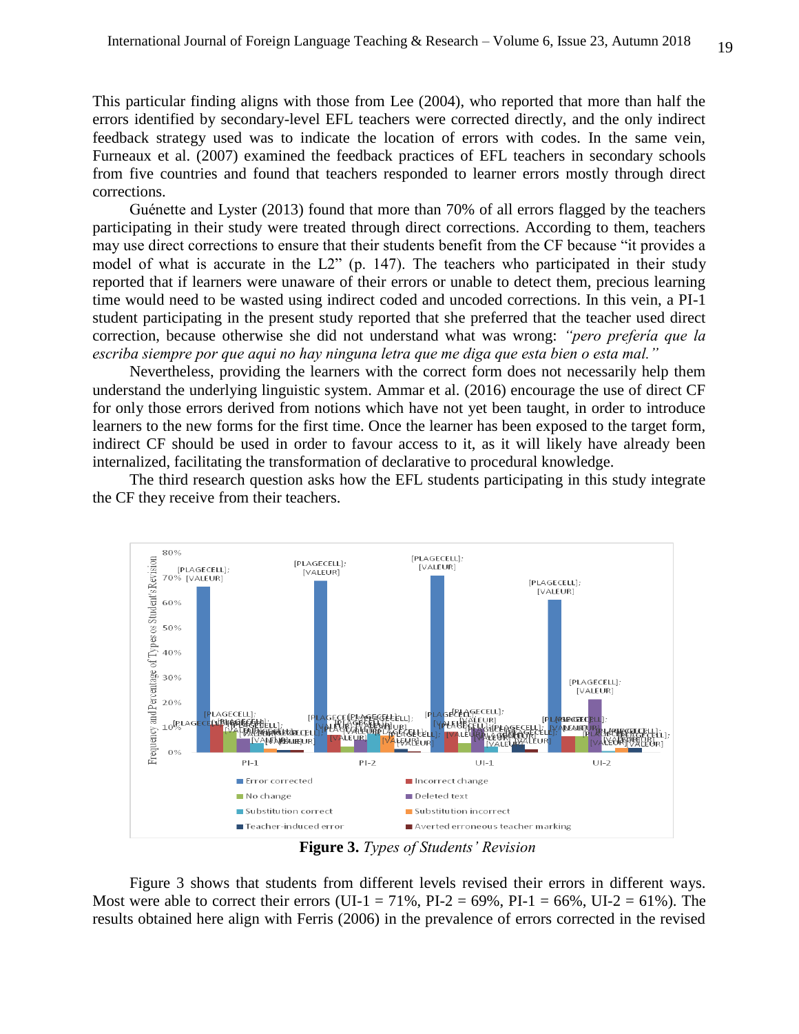This particular finding aligns with those from Lee (2004), who reported that more than half the errors identified by secondary-level EFL teachers were corrected directly, and the only indirect feedback strategy used was to indicate the location of errors with codes. In the same vein, Furneaux et al. (2007) examined the feedback practices of EFL teachers in secondary schools from five countries and found that teachers responded to learner errors mostly through direct corrections.

Guénette and Lyster (2013) found that more than 70% of all errors flagged by the teachers participating in their study were treated through direct corrections. According to them, teachers may use direct corrections to ensure that their students benefit from the CF because "it provides a model of what is accurate in the L2" (p. 147). The teachers who participated in their study reported that if learners were unaware of their errors or unable to detect them, precious learning time would need to be wasted using indirect coded and uncoded corrections. In this vein, a PI-1 student participating in the present study reported that she preferred that the teacher used direct correction, because otherwise she did not understand what was wrong: *"pero prefería que la escriba siempre por que aqui no hay ninguna letra que me diga que esta bien o esta mal."*

Nevertheless, providing the learners with the correct form does not necessarily help them understand the underlying linguistic system. Ammar et al. (2016) encourage the use of direct CF for only those errors derived from notions which have not yet been taught, in order to introduce learners to the new forms for the first time. Once the learner has been exposed to the target form, indirect CF should be used in order to favour access to it, as it will likely have already been internalized, facilitating the transformation of declarative to procedural knowledge.

The third research question asks how the EFL students participating in this study integrate the CF they receive from their teachers.

**Figure 3.** *Types of Students' Revision*

Figure 3 shows that students from different levels revised their errors in different ways. Most were able to correct their errors (UI-1 = 71%, PI-2 = 69%, PI-1 = 66%, UI-2 = 61%). The results obtained here align with Ferris (2006) in the prevalence of errors corrected in the revised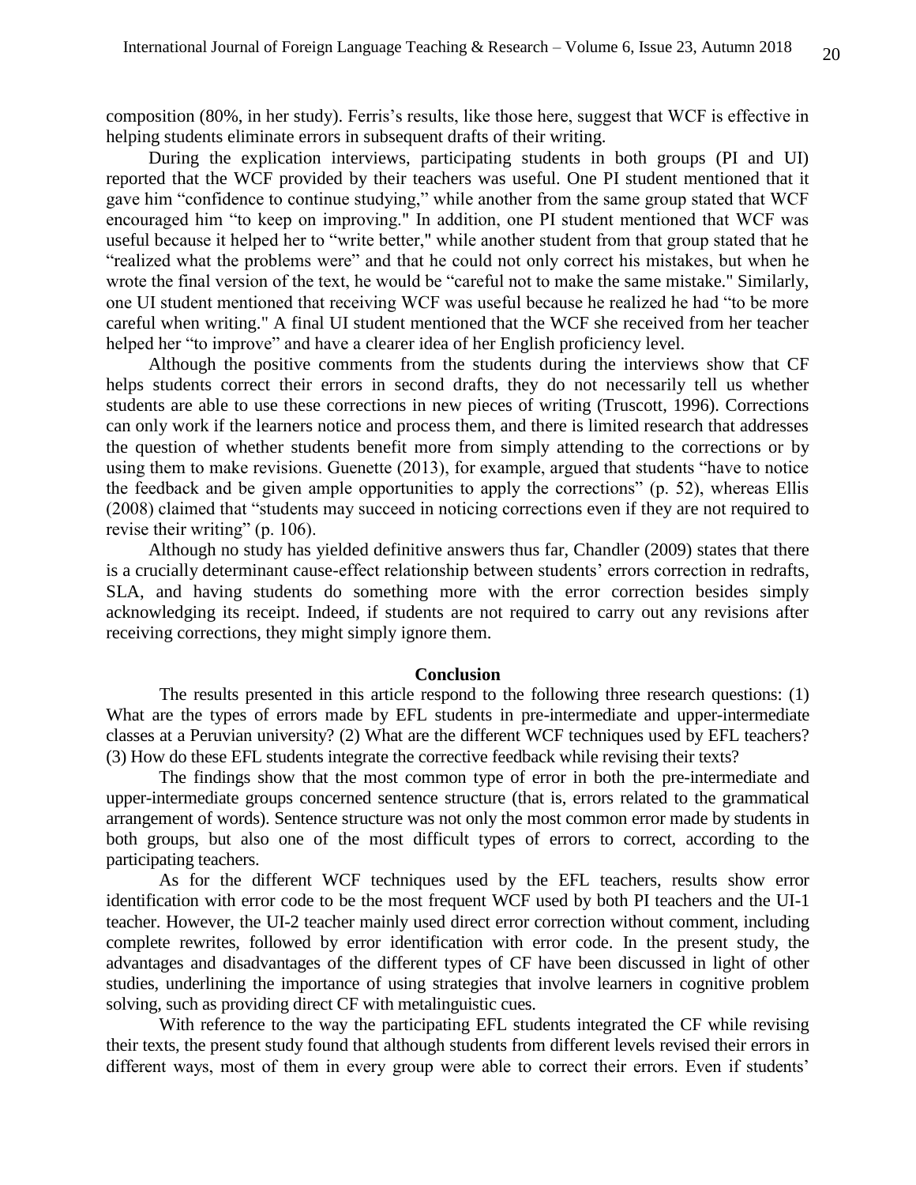composition (80%, in her study). Ferris's results, like those here, suggest that WCF is effective in helping students eliminate errors in subsequent drafts of their writing.

During the explication interviews, participating students in both groups (PI and UI) reported that the WCF provided by their teachers was useful. One PI student mentioned that it gave him "confidence to continue studying," while another from the same group stated that WCF encouraged him "to keep on improving." In addition, one PI student mentioned that WCF was useful because it helped her to "write better," while another student from that group stated that he "realized what the problems were" and that he could not only correct his mistakes, but when he wrote the final version of the text, he would be "careful not to make the same mistake." Similarly, one UI student mentioned that receiving WCF was useful because he realized he had "to be more careful when writing." A final UI student mentioned that the WCF she received from her teacher helped her "to improve" and have a clearer idea of her English proficiency level.

Although the positive comments from the students during the interviews show that CF helps students correct their errors in second drafts, they do not necessarily tell us whether students are able to use these corrections in new pieces of writing (Truscott, 1996). Corrections can only work if the learners notice and process them, and there is limited research that addresses the question of whether students benefit more from simply attending to the corrections or by using them to make revisions. Guenette (2013), for example, argued that students "have to notice the feedback and be given ample opportunities to apply the corrections" (p. 52), whereas Ellis (2008) claimed that "students may succeed in noticing corrections even if they are not required to revise their writing" (p. 106).

Although no study has yielded definitive answers thus far, Chandler (2009) states that there is a crucially determinant cause-effect relationship between students' errors correction in redrafts, SLA, and having students do something more with the error correction besides simply acknowledging its receipt. Indeed, if students are not required to carry out any revisions after receiving corrections, they might simply ignore them.

## Conclusion

The results presented in this article respond to the following three research questions: (1) What are the types of errors made by EFL students in pre-intermediate and upper-intermediate classes at a Peruvian university? (2) What are the different WCF techniques used by EFL teachers? (3) How do these EFL students integrate the corrective feedback while revising their texts?

The findings show that the most common type of error in both the pre-intermediate and upper-intermediate groups concerned sentence structure (that is, errors related to the grammatical arrangement of words). Sentence structure was not only the most common error made by students in both groups, but also one of the most difficult types of errors to correct, according to the participating teachers.

As for the different WCF techniques used by the EFL teachers, results show error identification with error code to be the most frequent WCF used by both PI teachers and the UI-1 teacher. However, the UI-2 teacher mainly used direct error correction without comment, including complete rewrites, followed by error identification with error code. In the present study, the advantages and disadvantages of the different types of CF have been discussed in light of other studies, underlining the importance of using strategies that involve learners in cognitive problem solving, such as providing direct CF with metalinguistic cues.

With reference to the way the participating EFL students integrated the CF while revising their texts, the present study found that although students from different levels revised their errors in different ways, most of them in every group were able to correct their errors. Even if students'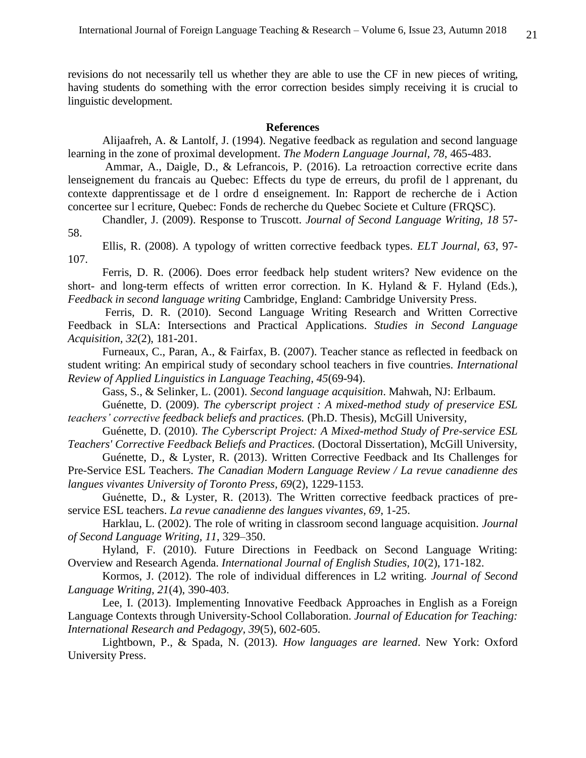revisions do not necessarily tell us whether they are able to use the CF in new pieces of writing, having students do something with the error correction besides simply receiving it is crucial to linguistic development.

## References

Alijaafreh, A. & Lantolf, J. (1994). Negative feedback as regulation and second language learning in the zone of proximal development. *The Modern Language Journal, 78*, 465-483.

Ammar, A., Daigle, D., & Lefrancois, P. (2016). La retroaction corrective ecrite dans lenseignement du francais au Quebec: Effects du type de erreurs, du profil de l apprenant, du contexte dapprentissage et de l ordre d enseignement. In: Rapport de recherche de i Action concertee sur l ecriture, Quebec: Fonds de recherche du Quebec Societe et Culture (FRQSC).

Chandler, J. (2009). Response to Truscott. *Journal of Second Language Writing, 18* 57-58.

Ellis, R. (2008). A typology of written corrective feedback types. *ELT Journal, 63*, 97-107.

Ferris, D. R. (2006). Does error feedback help student writers? New evidence on the short- and long-term effects of written error correction. In K. Hyland & F. Hyland (Eds.), *Feedback in second language writing* Cambridge, England: Cambridge University Press.

Ferris, D. R. (2010). Second Language Writing Research and Written Corrective Feedback in SLA: Intersections and Practical Applications. *Studies in Second Language Acquisition, 32*(2), 181-201.

Furneaux, C., Paran, A., & Fairfax, B. (2007). Teacher stance as reflected in feedback on student writing: An empirical study of secondary school teachers in five countries. *International Review of Applied Linguistics in Language Teaching, 45*(69-94).

Gass, S., & Selinker, L. (2001). *Second language acquisition*. Mahwah, NJ: Erlbaum.

Guénette, D. (2009). *The cyberscript project : A mixed-method study of preservice ESL teachers' corrective feedback beliefs and practices.* (Ph.D. Thesis), McGill University,

Guénette, D. (2010). *The Cyberscript Project: A Mixed-method Study of Pre-service ESL Teachers' Corrective Feedback Beliefs and Practices.* (Doctoral Dissertation), McGill University,

Guénette, D., & Lyster, R. (2013). Written Corrective Feedback and Its Challenges for Pre-Service ESL Teachers. *The Canadian Modern Language Review / La revue canadienne des langues vivantes University of Toronto Press, 69*(2), 1229-1153.

Guénette, D., & Lyster, R. (2013). The Written corrective feedback practices of pre-service ESL teachers. *La revue canadienne des langues vivantes, 69*, 1-25.

Harklau, L. (2002). The role of writing in classroom second language acquisition. *Journal of Second Language Writing, 11*, 329–350.

Hyland, F. (2010). Future Directions in Feedback on Second Language Writing: Overview and Research Agenda. *International Journal of English Studies, 10*(2), 171-182.

Kormos, J. (2012). The role of individual differences in L2 writing. *Journal of Second Language Writing, 21*(4), 390-403.

Lee, I. (2013). Implementing Innovative Feedback Approaches in English as a Foreign Language Contexts through University-School Collaboration. *Journal of Education for Teaching: International Research and Pedagogy, 39*(5), 602-605.

Lightbown, P., & Spada, N. (2013). *How languages are learned*. New York: Oxford University Press.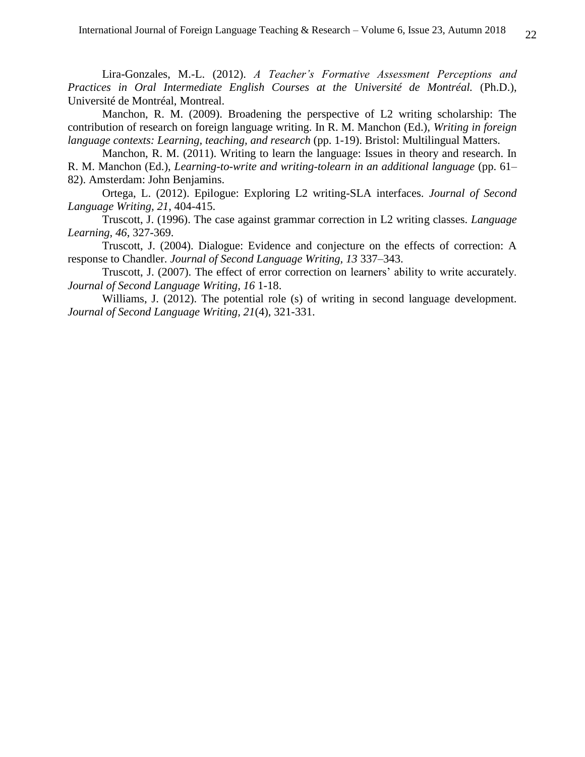Lira-Gonzales, M.-L. (2012). *A Teacher's Formative Assessment Perceptions and Practices in Oral Intermediate English Courses at the Université de Montréal.* (Ph.D.), Université de Montréal, Montreal.

Manchon, R. M. (2009). Broadening the perspective of L2 writing scholarship: The contribution of research on foreign language writing. In R. M. Manchon (Ed.), *Writing in foreign language contexts: Learning, teaching, and research* (pp. 1-19). Bristol: Multilingual Matters.

Manchon, R. M. (2011). Writing to learn the language: Issues in theory and research. In R. M. Manchon (Ed.), *Learning-to-write and writing-tolearn in an additional language* (pp. 61–82). Amsterdam: John Benjamins.

Ortega, L. (2012). Epilogue: Exploring L2 writing-SLA interfaces. *Journal of Second Language Writing, 21*, 404-415.

Truscott, J. (1996). The case against grammar correction in L2 writing classes. *Language Learning, 46*, 327-369.

Truscott, J. (2004). Dialogue: Evidence and conjecture on the effects of correction: A response to Chandler. *Journal of Second Language Writing, 13* 337–343.

Truscott, J. (2007). The effect of error correction on learners' ability to write accurately. *Journal of Second Language Writing, 16* 1-18.

Williams, J. (2012). The potential role (s) of writing in second language development. *Journal of Second Language Writing*, *21*(4), 321-331.